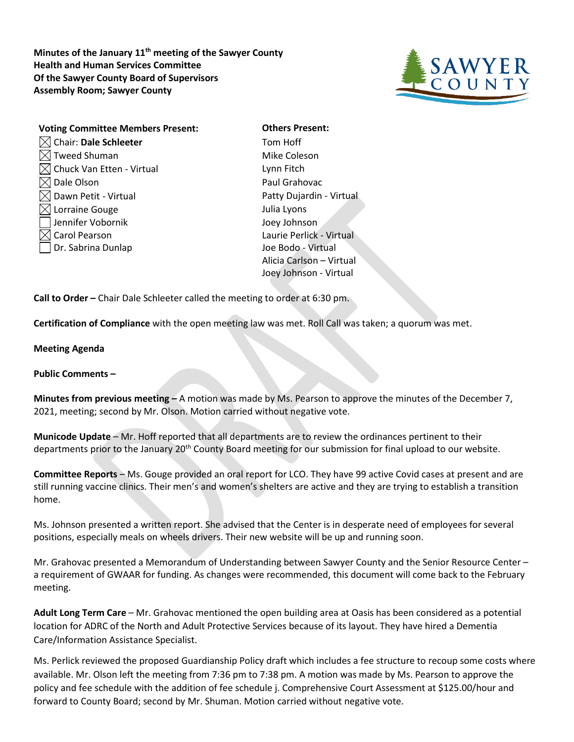**Minutes of the January 11th meeting of the Sawyer County Health and Human Services Committee Of the Sawyer County Board of Supervisors Assembly Room; Sawyer County**

| Voting Committee Members Present: | Others Present: |
|---|---|
| ☒ Chair: **Dale Schleeter** | Tom Hoff |
| ☒ Tweed Shuman | Mike Coleson |
| ☒ Chuck Van Etten - Virtual | Lynn Fitch |
| ☒ Dale Olson | Paul Grahovac |
| ☒ Dawn Petit - Virtual | Patty Dujardin - Virtual |
| ☒ Lorraine Gouge | Julia Lyons |
| ☐ Jennifer Vobornik | Joey Johnson |
| ☒ Carol Pearson | Laurie Perlick - Virtual |
| ☐ Dr. Sabrina Dunlap | Joe Bodo - Virtual |
| | Alicia Carlson – Virtual |
| | Joey Johnson - Virtual |

**Call to Order –** Chair Dale Schleeter called the meeting to order at 6:30 pm.

**Certification of Compliance** with the open meeting law was met. Roll Call was taken; a quorum was met.

**Meeting Agenda**

**Public Comments –**

**Minutes from previous meeting –** A motion was made by Ms. Pearson to approve the minutes of the December 7, 2021, meeting; second by Mr. Olson. Motion carried without negative vote.

**Municode Update** – Mr. Hoff reported that all departments are to review the ordinances pertinent to their departments prior to the January 20th County Board meeting for our submission for final upload to our website.

**Committee Reports** – Ms. Gouge provided an oral report for LCO. They have 99 active Covid cases at present and are still running vaccine clinics. Their men's and women's shelters are active and they are trying to establish a transition home.

Ms. Johnson presented a written report. She advised that the Center is in desperate need of employees for several positions, especially meals on wheels drivers. Their new website will be up and running soon.

Mr. Grahovac presented a Memorandum of Understanding between Sawyer County and the Senior Resource Center – a requirement of GWAAR for funding. As changes were recommended, this document will come back to the February meeting.

**Adult Long Term Care** – Mr. Grahovac mentioned the open building area at Oasis has been considered as a potential location for ADRC of the North and Adult Protective Services because of its layout. They have hired a Dementia Care/Information Assistance Specialist.

Ms. Perlick reviewed the proposed Guardianship Policy draft which includes a fee structure to recoup some costs where available. Mr. Olson left the meeting from 7:36 pm to 7:38 pm. A motion was made by Ms. Pearson to approve the policy and fee schedule with the addition of fee schedule j. Comprehensive Court Assessment at $125.00/hour and forward to County Board; second by Mr. Shuman. Motion carried without negative vote.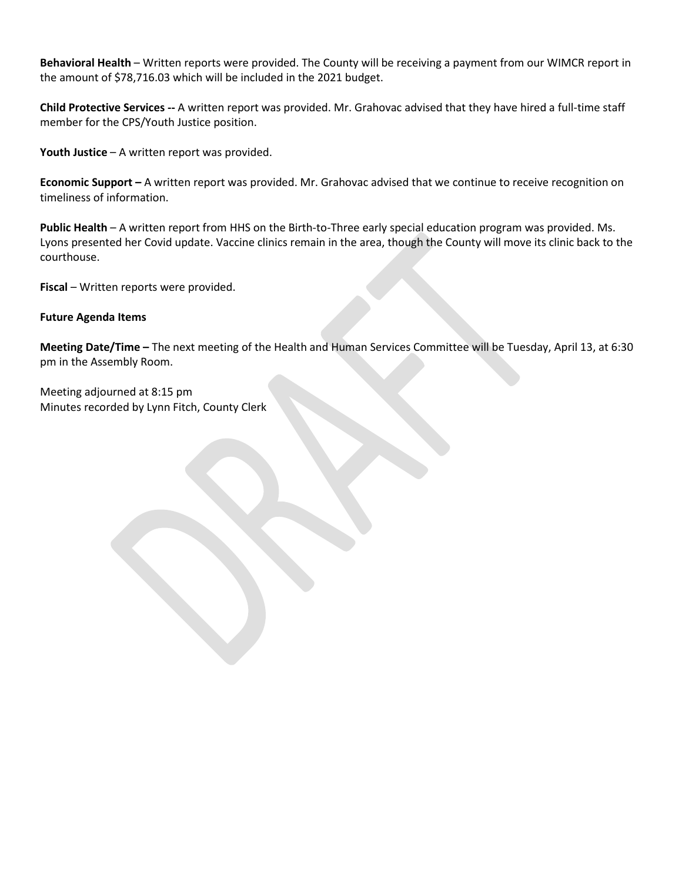**Behavioral Health** – Written reports were provided. The County will be receiving a payment from our WIMCR report in the amount of $78,716.03 which will be included in the 2021 budget.

**Child Protective Services --** A written report was provided. Mr. Grahovac advised that they have hired a full-time staff member for the CPS/Youth Justice position.

**Youth Justice** – A written report was provided.

**Economic Support –** A written report was provided. Mr. Grahovac advised that we continue to receive recognition on timeliness of information.

**Public Health** – A written report from HHS on the Birth-to-Three early special education program was provided. Ms. Lyons presented her Covid update. Vaccine clinics remain in the area, though the County will move its clinic back to the courthouse.

**Fiscal** – Written reports were provided.

**Future Agenda Items**

**Meeting Date/Time –** The next meeting of the Health and Human Services Committee will be Tuesday, April 13, at 6:30 pm in the Assembly Room.

Meeting adjourned at 8:15 pm
Minutes recorded by Lynn Fitch, County Clerk